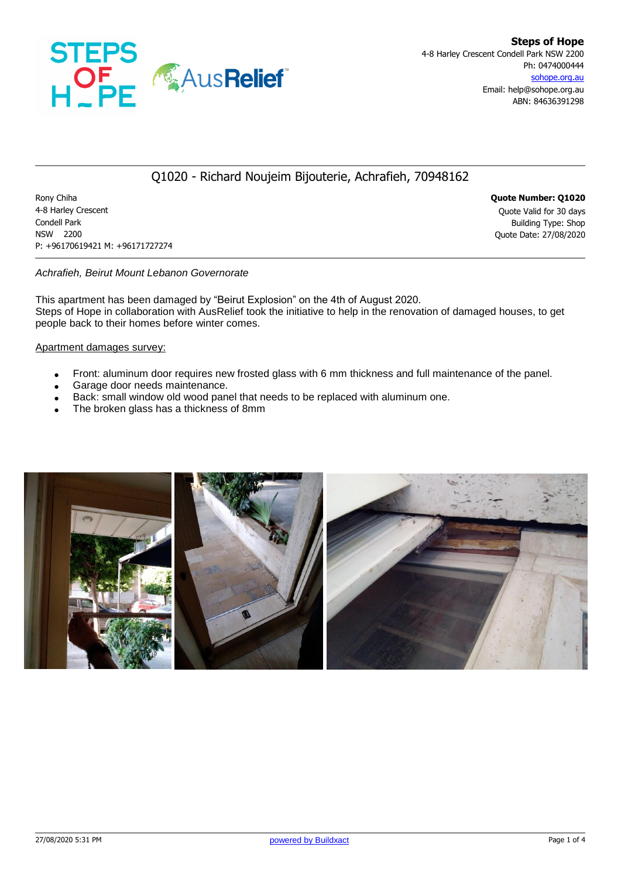**Steps of Hope**
4-8 Harley Crescent Condell Park NSW 2200
Ph: 0474000444
sohope.org.au
Email: help@sohope.org.au
ABN: 84636391298

## Q1020 - Richard Noujeim Bijouterie, Achrafieh, 70948162

Rony Chiha
4-8 Harley Crescent
Condell Park
NSW 2200
P: +96170619421 M: +96171727274

**Quote Number: Q1020**
Quote Valid for 30 days
Building Type: Shop
Quote Date: 27/08/2020

*Achrafieh, Beirut Mount Lebanon Governorate*

This apartment has been damaged by "Beirut Explosion" on the 4th of August 2020.
Steps of Hope in collaboration with AusRelief took the initiative to help in the renovation of damaged houses, to get people back to their homes before winter comes.

Apartment damages survey:

- Front: aluminum door requires new frosted glass with 6 mm thickness and full maintenance of the panel.
- Garage door needs maintenance.
- Back: small window old wood panel that needs to be replaced with aluminum one.
- The broken glass has a thickness of 8mm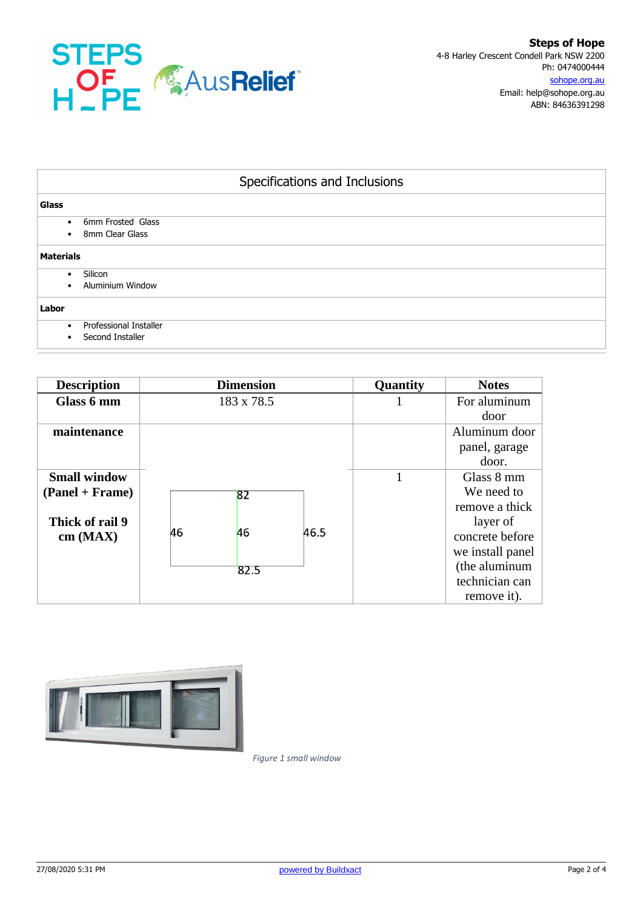**Steps of Hope**
4-8 Harley Crescent Condell Park NSW 2200
Ph: 0474000444
sohope.org.au
Email: help@sohope.org.au
ABN: 84636391298

## Specifications and Inclusions

**Glass**

- 6mm Frosted Glass
- 8mm Clear Glass

**Materials**

- Silicon
- Aluminium Window

**Labor**

- Professional Installer
- Second Installer

| Description | Dimension | Quantity | Notes |
|---|---|---|---|
| **Glass 6 mm** | 183 x 78.5 | 1 | For aluminum door |
| **maintenance** | | | Aluminum door panel, garage door. |
| **Small window (Panel + Frame)**<br><br>**Thick of rail 9 cm (MAX)** | 82 (top), 46 (left), 46 (middle), 46.5 (right), 82.5 (bottom) | 1 | Glass 8 mm We need to remove a thick layer of concrete before we install panel (the aluminum technician can remove it). |

*Figure 1 small window*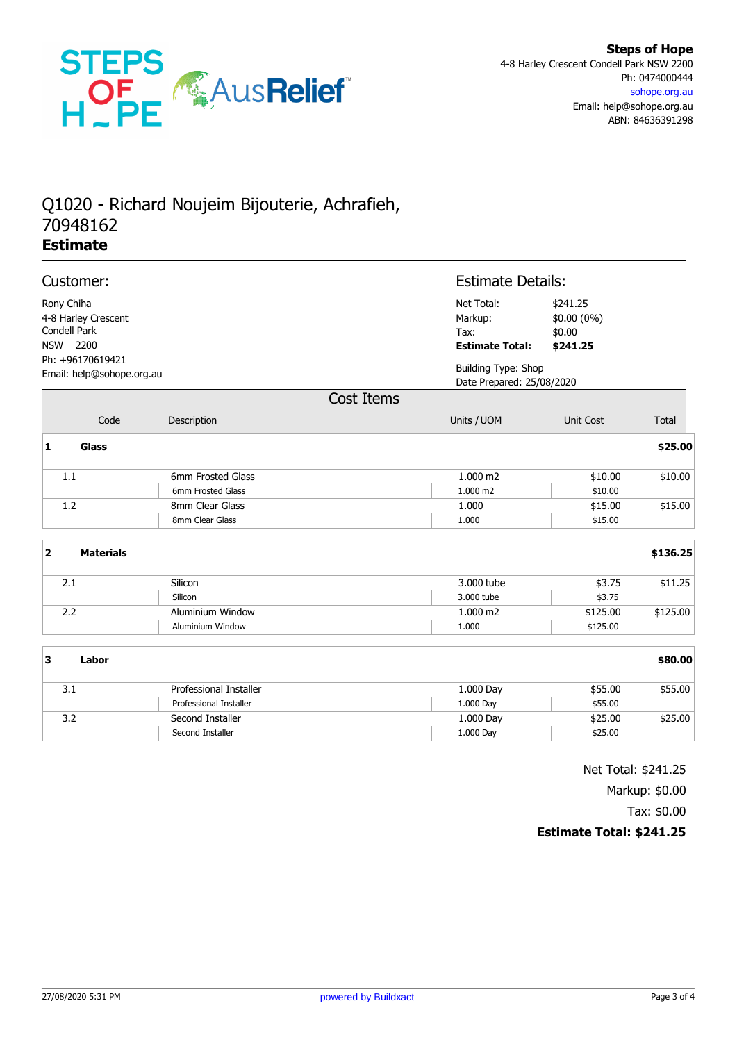**Steps of Hope**
4-8 Harley Crescent Condell Park NSW 2200
Ph: 0474000444
sohope.org.au
Email: help@sohope.org.au
ABN: 84636391298

# Q1020 - Richard Noujeim Bijouterie, Achrafieh, 70948162
## Estimate

### Customer:

Rony Chiha
4-8 Harley Crescent
Condell Park
NSW 2200
Ph: +96170619421
Email: help@sohope.org.au

### Estimate Details:

| | |
|---|---|
| Net Total: | $241.25 |
| Markup: | $0.00 (0%) |
| Tax: | $0.00 |
| **Estimate Total:** | **$241.25** |

Building Type: Shop
Date Prepared: 25/08/2020

## Cost Items

| Code | Description | Units / UOM | Unit Cost | Total |
|---|---|---|---|---|
| **1** | **Glass** | | | **$25.00** |
| 1.1 | 6mm Frosted Glass<br>6mm Frosted Glass | 1.000 m2<br>1.000 m2 | $10.00<br>$10.00 | $10.00 |
| 1.2 | 8mm Clear Glass<br>8mm Clear Glass | 1.000<br>1.000 | $15.00<br>$15.00 | $15.00 |
| **2** | **Materials** | | | **$136.25** |
| 2.1 | Silicon<br>Silicon | 3.000 tube<br>3.000 tube | $3.75<br>$3.75 | $11.25 |
| 2.2 | Aluminium Window<br>Aluminium Window | 1.000 m2<br>1.000 | $125.00<br>$125.00 | $125.00 |
| **3** | **Labor** | | | **$80.00** |
| 3.1 | Professional Installer<br>Professional Installer | 1.000 Day<br>1.000 Day | $55.00<br>$55.00 | $55.00 |
| 3.2 | Second Installer<br>Second Installer | 1.000 Day<br>1.000 Day | $25.00<br>$25.00 | $25.00 |

Net Total: $241.25
Markup: $0.00
Tax: $0.00
**Estimate Total: $241.25**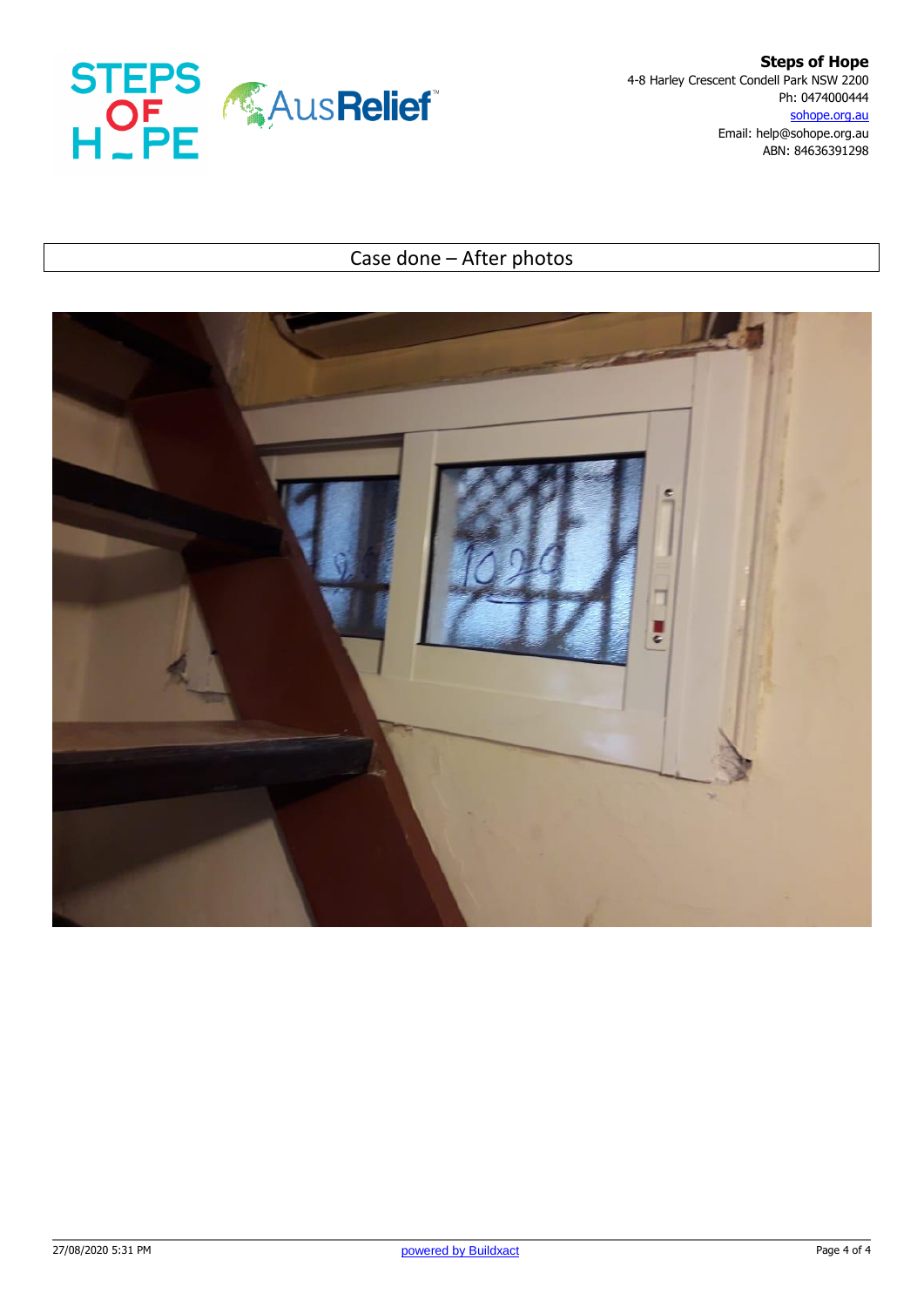**Steps of Hope**
4-8 Harley Crescent Condell Park NSW 2200
Ph: 0474000444
sohope.org.au
Email: help@sohope.org.au
ABN: 84636391298

## Case done – After photos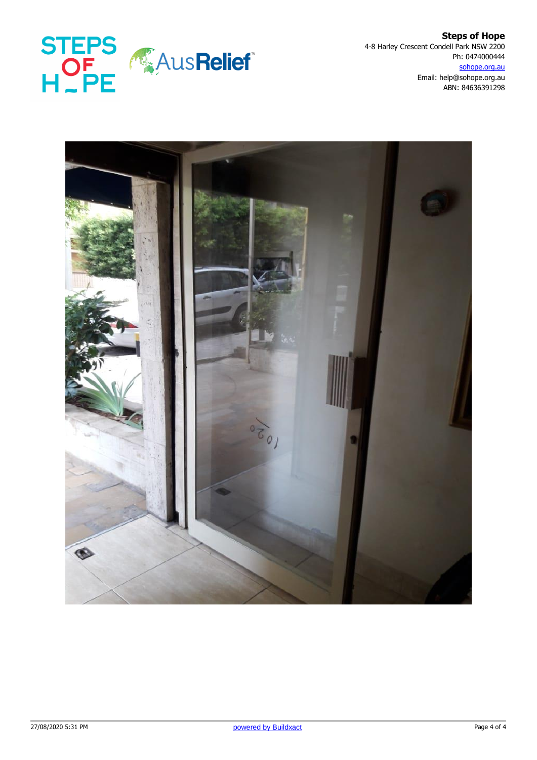**Steps of Hope**
4-8 Harley Crescent Condell Park NSW 2200
Ph: 0474000444
sohope.org.au
Email: help@sohope.org.au
ABN: 84636391298